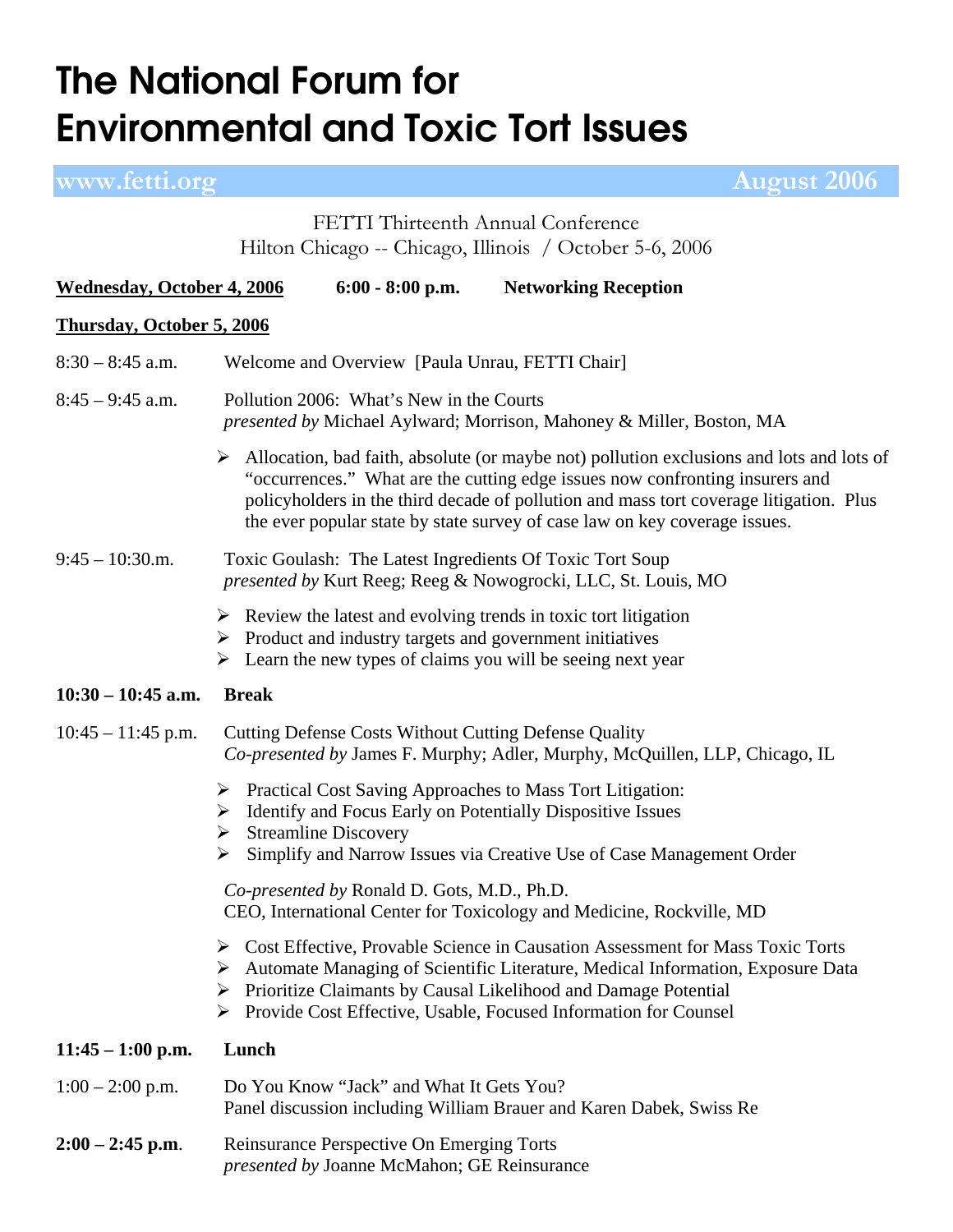# The National Forum for Environmental and Toxic Tort Issues

**www.fetti.org** **August 2006**

FETTI Thirteenth Annual Conference
Hilton Chicago -- Chicago, Illinois / October 5-6, 2006

**Wednesday, October 4, 2006** **6:00 - 8:00 p.m.** **Networking Reception**

**Thursday, October 5, 2006**

8:30 – 8:45 a.m. Welcome and Overview [Paula Unrau, FETTI Chair]

8:45 – 9:45 a.m. Pollution 2006: What's New in the Courts
*presented by* Michael Aylward; Morrison, Mahoney & Miller, Boston, MA

- Allocation, bad faith, absolute (or maybe not) pollution exclusions and lots and lots of "occurrences." What are the cutting edge issues now confronting insurers and policyholders in the third decade of pollution and mass tort coverage litigation. Plus the ever popular state by state survey of case law on key coverage issues.

9:45 – 10:30.m. Toxic Goulash: The Latest Ingredients Of Toxic Tort Soup
*presented by* Kurt Reeg; Reeg & Nowogrocki, LLC, St. Louis, MO

- Review the latest and evolving trends in toxic tort litigation
- Product and industry targets and government initiatives
- Learn the new types of claims you will be seeing next year

**10:30 – 10:45 a.m.** **Break**

10:45 – 11:45 p.m. Cutting Defense Costs Without Cutting Defense Quality
*Co-presented by* James F. Murphy; Adler, Murphy, McQuillen, LLP, Chicago, IL

- Practical Cost Saving Approaches to Mass Tort Litigation:
- Identify and Focus Early on Potentially Dispositive Issues
- Streamline Discovery
- Simplify and Narrow Issues via Creative Use of Case Management Order

*Co-presented by* Ronald D. Gots, M.D., Ph.D.
CEO, International Center for Toxicology and Medicine, Rockville, MD

- Cost Effective, Provable Science in Causation Assessment for Mass Toxic Torts
- Automate Managing of Scientific Literature, Medical Information, Exposure Data
- Prioritize Claimants by Causal Likelihood and Damage Potential
- Provide Cost Effective, Usable, Focused Information for Counsel

**11:45 – 1:00 p.m.** **Lunch**

1:00 – 2:00 p.m. Do You Know "Jack" and What It Gets You?
Panel discussion including William Brauer and Karen Dabek, Swiss Re

**2:00 – 2:45 p.m**. Reinsurance Perspective On Emerging Torts
*presented by* Joanne McMahon; GE Reinsurance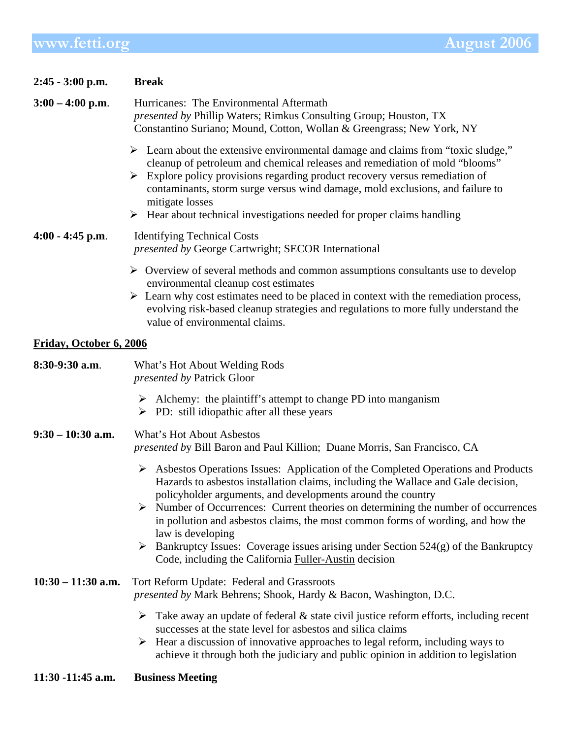**2:45 - 3:00 p.m.** **Break**

**3:00 – 4:00 p.m.** Hurricanes: The Environmental Aftermath
*presented by* Phillip Waters; Rimkus Consulting Group; Houston, TX
Constantino Suriano; Mound, Cotton, Wollan & Greengrass; New York, NY

- Learn about the extensive environmental damage and claims from "toxic sludge," cleanup of petroleum and chemical releases and remediation of mold "blooms"
- Explore policy provisions regarding product recovery versus remediation of contaminants, storm surge versus wind damage, mold exclusions, and failure to mitigate losses
- Hear about technical investigations needed for proper claims handling

**4:00 - 4:45 p.m.** Identifying Technical Costs
*presented by* George Cartwright; SECOR International

- Overview of several methods and common assumptions consultants use to develop environmental cleanup cost estimates
- Learn why cost estimates need to be placed in context with the remediation process, evolving risk-based cleanup strategies and regulations to more fully understand the value of environmental claims.

## Friday, October 6, 2006

**8:30-9:30 a.m.** What's Hot About Welding Rods
*presented by* Patrick Gloor

- Alchemy: the plaintiff's attempt to change PD into manganism
- PD: still idiopathic after all these years

**9:30 – 10:30 a.m.** What's Hot About Asbestos
*presented by* Bill Baron and Paul Killion; Duane Morris, San Francisco, CA

- Asbestos Operations Issues: Application of the Completed Operations and Products Hazards to asbestos installation claims, including the Wallace and Gale decision, policyholder arguments, and developments around the country
- Number of Occurrences: Current theories on determining the number of occurrences in pollution and asbestos claims, the most common forms of wording, and how the law is developing
- Bankruptcy Issues: Coverage issues arising under Section 524(g) of the Bankruptcy Code, including the California Fuller-Austin decision

**10:30 – 11:30 a.m.** Tort Reform Update: Federal and Grassroots
*presented by* Mark Behrens; Shook, Hardy & Bacon, Washington, D.C.

- Take away an update of federal & state civil justice reform efforts, including recent successes at the state level for asbestos and silica claims
- Hear a discussion of innovative approaches to legal reform, including ways to achieve it through both the judiciary and public opinion in addition to legislation

**11:30 -11:45 a.m.** **Business Meeting**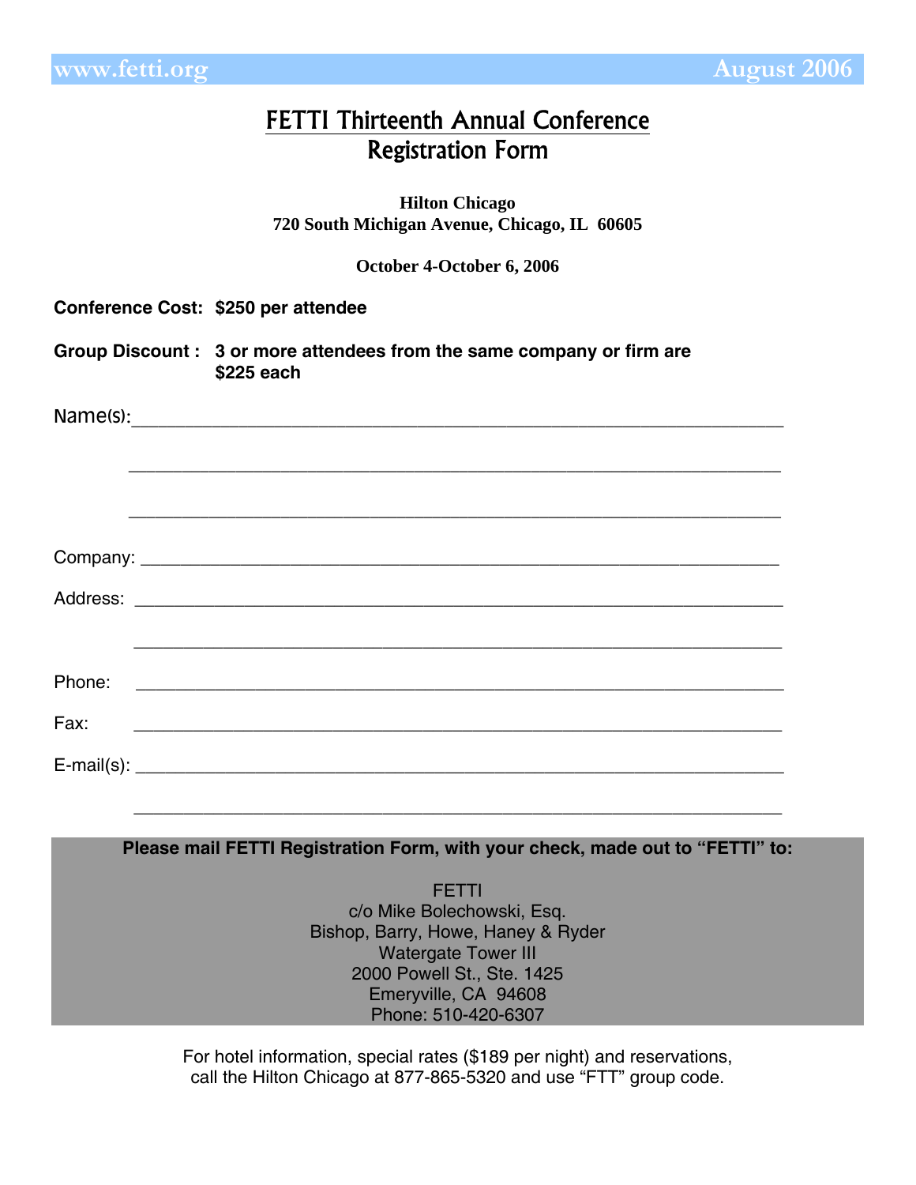# FETTI Thirteenth Annual Conference
## Registration Form

**Hilton Chicago**
**720 South Michigan Avenue, Chicago, IL 60605**

**October 4-October 6, 2006**

**Conference Cost: $250 per attendee**

**Group Discount : 3 or more attendees from the same company or firm are $225 each**

Name(s):_______________________________________________________________

_______________________________________________________________

_______________________________________________________________

Company: _______________________________________________________________

Address: _______________________________________________________________

_______________________________________________________________

Phone: _______________________________________________________________

Fax: _______________________________________________________________

E-mail(s): _______________________________________________________________

_______________________________________________________________

**Please mail FETTI Registration Form, with your check, made out to "FETTI" to:**

FETTI
c/o Mike Bolechowski, Esq.
Bishop, Barry, Howe, Haney & Ryder
Watergate Tower III
2000 Powell St., Ste. 1425
Emeryville, CA 94608
Phone: 510-420-6307

For hotel information, special rates ($189 per night) and reservations, call the Hilton Chicago at 877-865-5320 and use "FTT" group code.